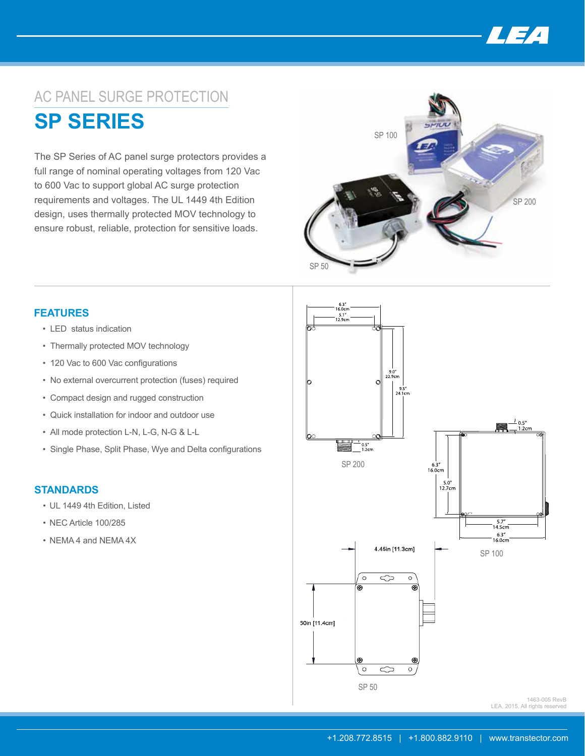# AC PANEL SURGE PROTECTION

# SP SERIES

The SP Series of AC panel surge protectors provides a full range of nominal operating voltages from 120 Vac to 600 Vac to support global AC surge protection requirements and voltages. The UL 1449 4th Edition design, uses thermally protected MOV technology to ensure robust, reliable, protection for sensitive loads.

SP 100

SP 200

SP 50

## FEATURES

- LED status indication
- Thermally protected MOV technology
- 120 Vac to 600 Vac configurations
- No external overcurrent protection (fuses) required
- Compact design and rugged construction
- Quick installation for indoor and outdoor use
- All mode protection L-N, L-G, N-G & L-L
- Single Phase, Split Phase, Wye and Delta configurations

## STANDARDS

- UL 1449 4th Edition, Listed
- NEC Article 100/285
- NEMA 4 and NEMA 4X

6.3" 16.0cm
5.1" 12.9cm
9.0" 22.9cm
9.5" 24.1cm
0.5" 1.2cm

SP 200

0.5" 1.2cm
6.3" 16.0cm
5.0" 12.7cm
5.7" 14.5cm
6.3" 16.0cm

SP 100

4.45in [11.3cm]

50in [11.4cm]

SP 50

1463-005 RevB
LEA, 2015. All rights reserved

+1.208.772.8515 | +1.800.882.9110 | www.transtector.com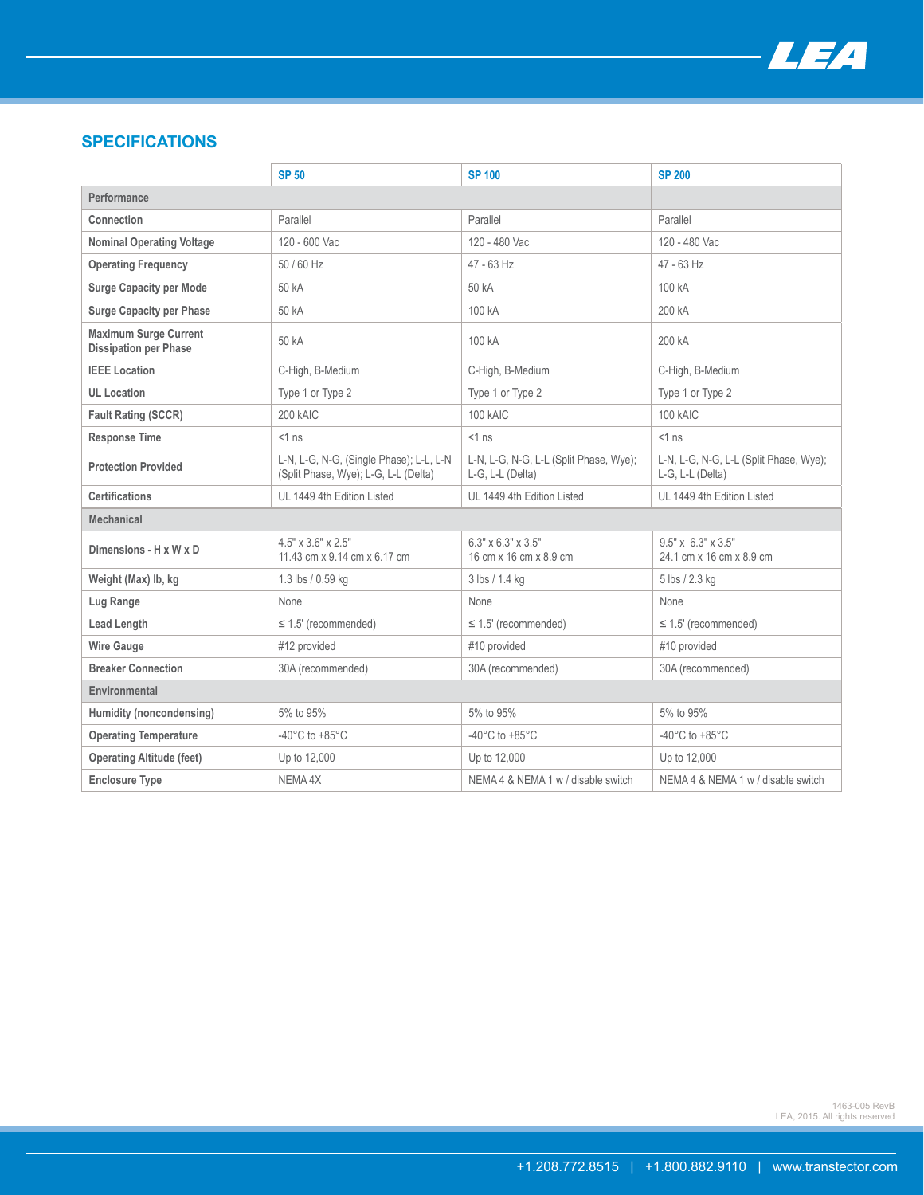## SPECIFICATIONS

| | SP 50 | SP 100 | SP 200 |
|---|---|---|---|
| **Performance** | | | |
| **Connection** | Parallel | Parallel | Parallel |
| **Nominal Operating Voltage** | 120 - 600 Vac | 120 - 480 Vac | 120 - 480 Vac |
| **Operating Frequency** | 50 / 60 Hz | 47 - 63 Hz | 47 - 63 Hz |
| **Surge Capacity per Mode** | 50 kA | 50 kA | 100 kA |
| **Surge Capacity per Phase** | 50 kA | 100 kA | 200 kA |
| **Maximum Surge Current Dissipation per Phase** | 50 kA | 100 kA | 200 kA |
| **IEEE Location** | C-High, B-Medium | C-High, B-Medium | C-High, B-Medium |
| **UL Location** | Type 1 or Type 2 | Type 1 or Type 2 | Type 1 or Type 2 |
| **Fault Rating (SCCR)** | 200 kAIC | 100 kAIC | 100 kAIC |
| **Response Time** | <1 ns | <1 ns | <1 ns |
| **Protection Provided** | L-N, L-G, N-G, (Single Phase); L-L, L-N (Split Phase, Wye); L-G, L-L (Delta) | L-N, L-G, N-G, L-L (Split Phase, Wye); L-G, L-L (Delta) | L-N, L-G, N-G, L-L (Split Phase, Wye); L-G, L-L (Delta) |
| **Certifications** | UL 1449 4th Edition Listed | UL 1449 4th Edition Listed | UL 1449 4th Edition Listed |
| **Mechanical** | | | |
| **Dimensions - H x W x D** | 4.5" x 3.6" x 2.5" 11.43 cm x 9.14 cm x 6.17 cm | 6.3" x 6.3" x 3.5" 16 cm x 16 cm x 8.9 cm | 9.5" x 6.3" x 3.5" 24.1 cm x 16 cm x 8.9 cm |
| **Weight (Max) lb, kg** | 1.3 lbs / 0.59 kg | 3 lbs / 1.4 kg | 5 lbs / 2.3 kg |
| **Lug Range** | None | None | None |
| **Lead Length** | ≤ 1.5' (recommended) | ≤ 1.5' (recommended) | ≤ 1.5' (recommended) |
| **Wire Gauge** | #12 provided | #10 provided | #10 provided |
| **Breaker Connection** | 30A (recommended) | 30A (recommended) | 30A (recommended) |
| **Environmental** | | | |
| **Humidity (noncondensing)** | 5% to 95% | 5% to 95% | 5% to 95% |
| **Operating Temperature** | -40°C to +85°C | -40°C to +85°C | -40°C to +85°C |
| **Operating Altitude (feet)** | Up to 12,000 | Up to 12,000 | Up to 12,000 |
| **Enclosure Type** | NEMA 4X | NEMA 4 & NEMA 1 w / disable switch | NEMA 4 & NEMA 1 w / disable switch |

1463-005 RevB
LEA, 2015. All rights reserved

+1.208.772.8515 | +1.800.882.9110 | www.transtector.com